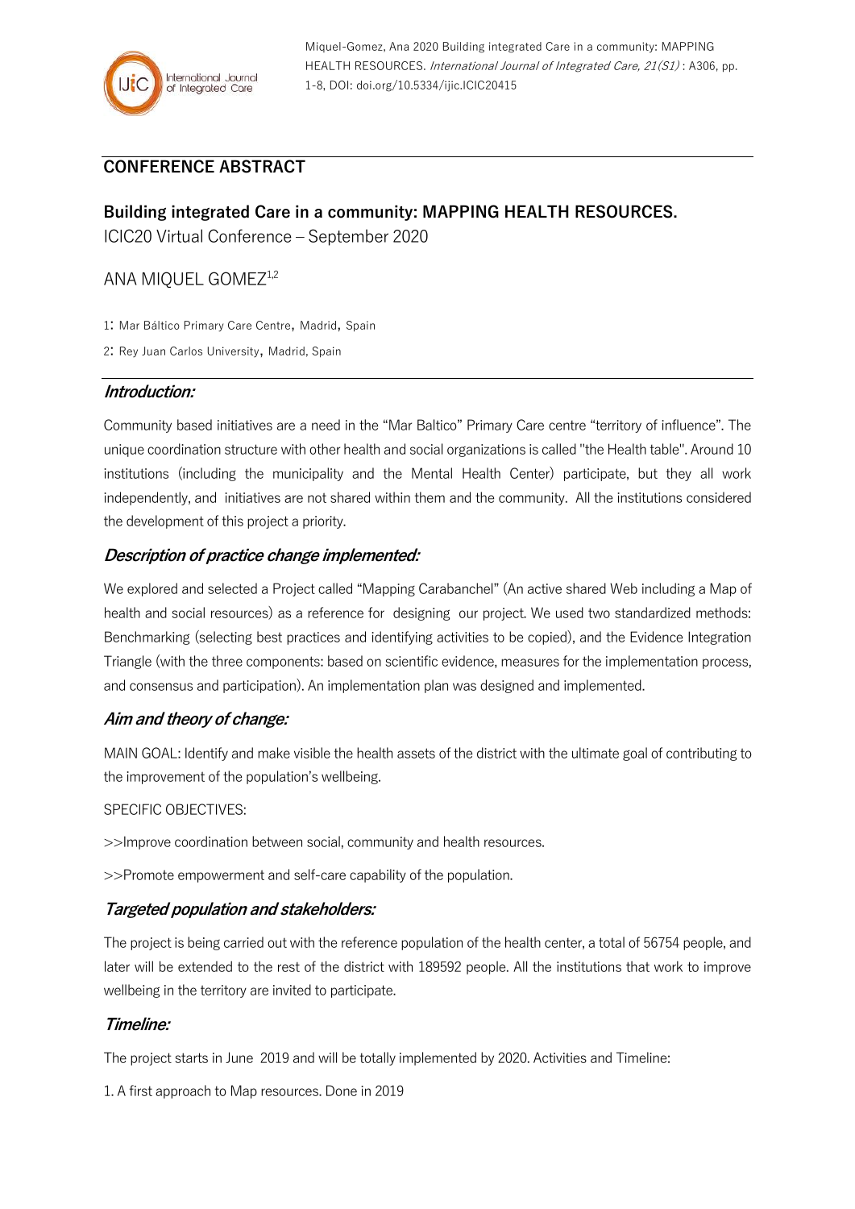Miquel-Gomez, Ana 2020 Building integrated Care in a community: MAPPING HEALTH RESOURCES. *International Journal of Integrated Care, 21(S1)* : A306, pp. 1-8, DOI: doi.org/10.5334/ijic.ICIC20415

## CONFERENCE ABSTRACT

# Building integrated Care in a community: MAPPING HEALTH RESOURCES.

ICIC20 Virtual Conference – September 2020

ANA MIQUEL GOMEZ[1,2]

1: Mar Báltico Primary Care Centre, Madrid, Spain

2: Rey Juan Carlos University, Madrid, Spain

## *Introduction:*

Community based initiatives are a need in the "Mar Baltico" Primary Care centre "territory of influence". The unique coordination structure with other health and social organizations is called "the Health table". Around 10 institutions (including the municipality and the Mental Health Center) participate, but they all work independently, and initiatives are not shared within them and the community. All the institutions considered the development of this project a priority.

## *Description of practice change implemented:*

We explored and selected a Project called "Mapping Carabanchel" (An active shared Web including a Map of health and social resources) as a reference for designing our project. We used two standardized methods: Benchmarking (selecting best practices and identifying activities to be copied), and the Evidence Integration Triangle (with the three components: based on scientific evidence, measures for the implementation process, and consensus and participation). An implementation plan was designed and implemented.

## *Aim and theory of change:*

MAIN GOAL: Identify and make visible the health assets of the district with the ultimate goal of contributing to the improvement of the population's wellbeing.

SPECIFIC OBJECTIVES:

>>Improve coordination between social, community and health resources.

>>Promote empowerment and self-care capability of the population.

## *Targeted population and stakeholders:*

The project is being carried out with the reference population of the health center, a total of 56754 people, and later will be extended to the rest of the district with 189592 people. All the institutions that work to improve wellbeing in the territory are invited to participate.

## *Timeline:*

The project starts in June 2019 and will be totally implemented by 2020. Activities and Timeline:

1. A first approach to Map resources. Done in 2019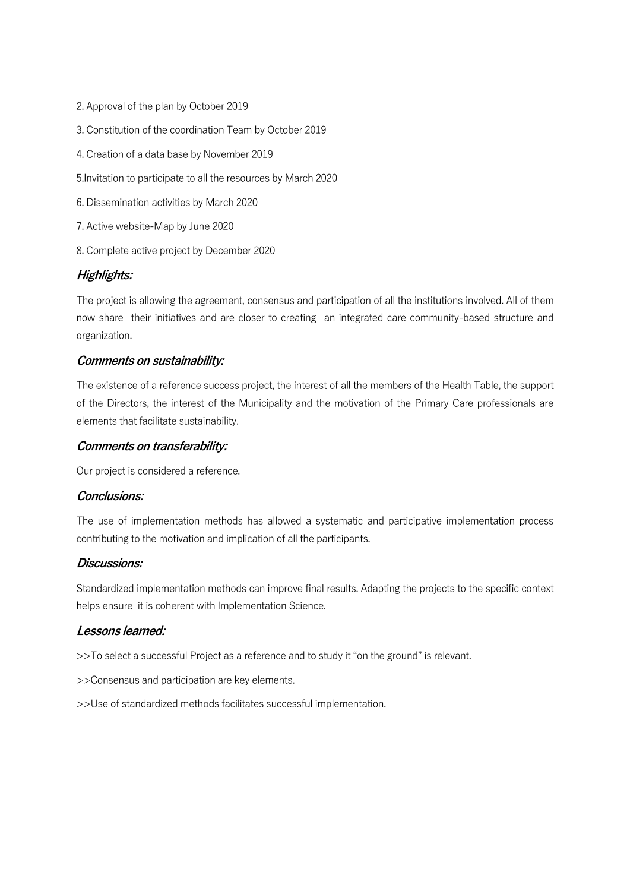2. Approval of the plan by October 2019

3. Constitution of the coordination Team by October 2019

4. Creation of a data base by November 2019

5.Invitation to participate to all the resources by March 2020

6. Dissemination activities by March 2020

7. Active website-Map by June 2020

8. Complete active project by December 2020

### *Highlights:*

The project is allowing the agreement, consensus and participation of all the institutions involved. All of them now share their initiatives and are closer to creating an integrated care community-based structure and organization.

### *Comments on sustainability:*

The existence of a reference success project, the interest of all the members of the Health Table, the support of the Directors, the interest of the Municipality and the motivation of the Primary Care professionals are elements that facilitate sustainability.

### *Comments on transferability:*

Our project is considered a reference.

### *Conclusions:*

The use of implementation methods has allowed a systematic and participative implementation process contributing to the motivation and implication of all the participants.

### *Discussions:*

Standardized implementation methods can improve final results. Adapting the projects to the specific context helps ensure it is coherent with Implementation Science.

### *Lessons learned:*

>>To select a successful Project as a reference and to study it "on the ground" is relevant.

>>Consensus and participation are key elements.

>>Use of standardized methods facilitates successful implementation.